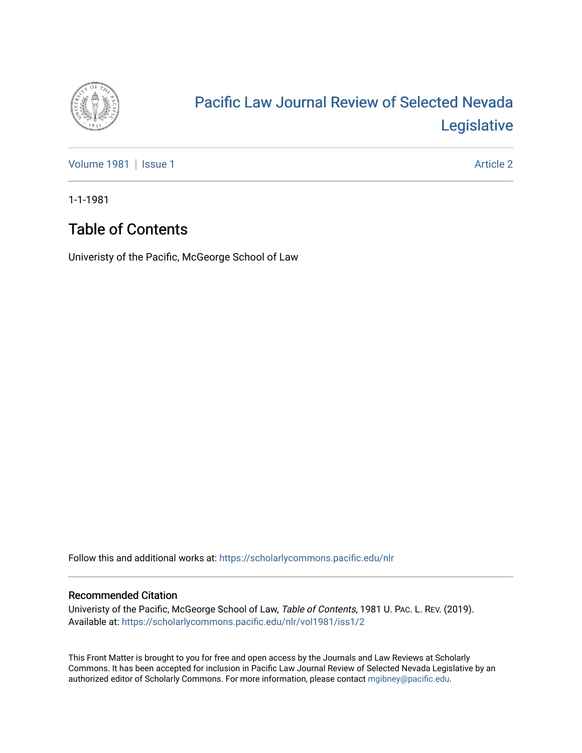# Pacific Law Journal Review of Selected Nevada Legislative

Volume 1981 | Issue 1 Article 2

1-1-1981

## Table of Contents

Univeristy of the Pacific, McGeorge School of Law

Follow this and additional works at: https://scholarlycommons.pacific.edu/nlr

### Recommended Citation

Univeristy of the Pacific, McGeorge School of Law, *Table of Contents*, 1981 U. Pac. L. Rev. (2019).
Available at: https://scholarlycommons.pacific.edu/nlr/vol1981/iss1/2

This Front Matter is brought to you for free and open access by the Journals and Law Reviews at Scholarly Commons. It has been accepted for inclusion in Pacific Law Journal Review of Selected Nevada Legislative by an authorized editor of Scholarly Commons. For more information, please contact mgibney@pacific.edu.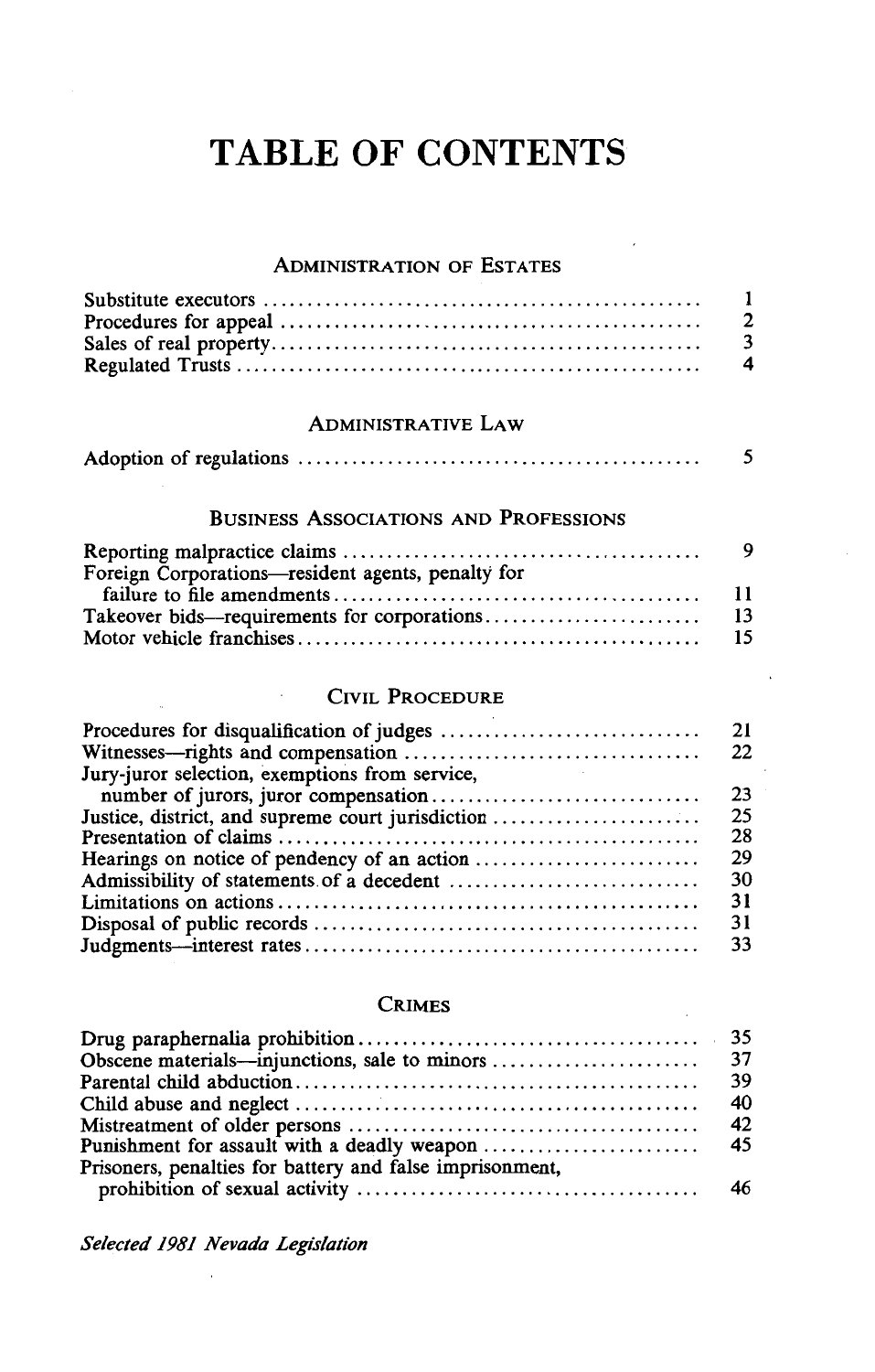# TABLE OF CONTENTS

## ADMINISTRATION OF ESTATES

| | |
|---|---|
| Substitute executors | 1 |
| Procedures for appeal | 2 |
| Sales of real property | 3 |
| Regulated Trusts | 4 |

## ADMINISTRATIVE LAW

| | |
|---|---|
| Adoption of regulations | 5 |

## BUSINESS ASSOCIATIONS AND PROFESSIONS

| | |
|---|---|
| Reporting malpractice claims | 9 |
| Foreign Corporations—resident agents, penalty for failure to file amendments | 11 |
| Takeover bids—requirements for corporations | 13 |
| Motor vehicle franchises | 15 |

## CIVIL PROCEDURE

| | |
|---|---|
| Procedures for disqualification of judges | 21 |
| Witnesses—rights and compensation | 22 |
| Jury-juror selection, exemptions from service, number of jurors, juror compensation | 23 |
| Justice, district, and supreme court jurisdiction | 25 |
| Presentation of claims | 28 |
| Hearings on notice of pendency of an action | 29 |
| Admissibility of statements of a decedent | 30 |
| Limitations on actions | 31 |
| Disposal of public records | 31 |
| Judgments—interest rates | 33 |

## CRIMES

| | |
|---|---|
| Drug paraphernalia prohibition | 35 |
| Obscene materials—injunctions, sale to minors | 37 |
| Parental child abduction | 39 |
| Child abuse and neglect | 40 |
| Mistreatment of older persons | 42 |
| Punishment for assault with a deadly weapon | 45 |
| Prisoners, penalties for battery and false imprisonment, prohibition of sexual activity | 46 |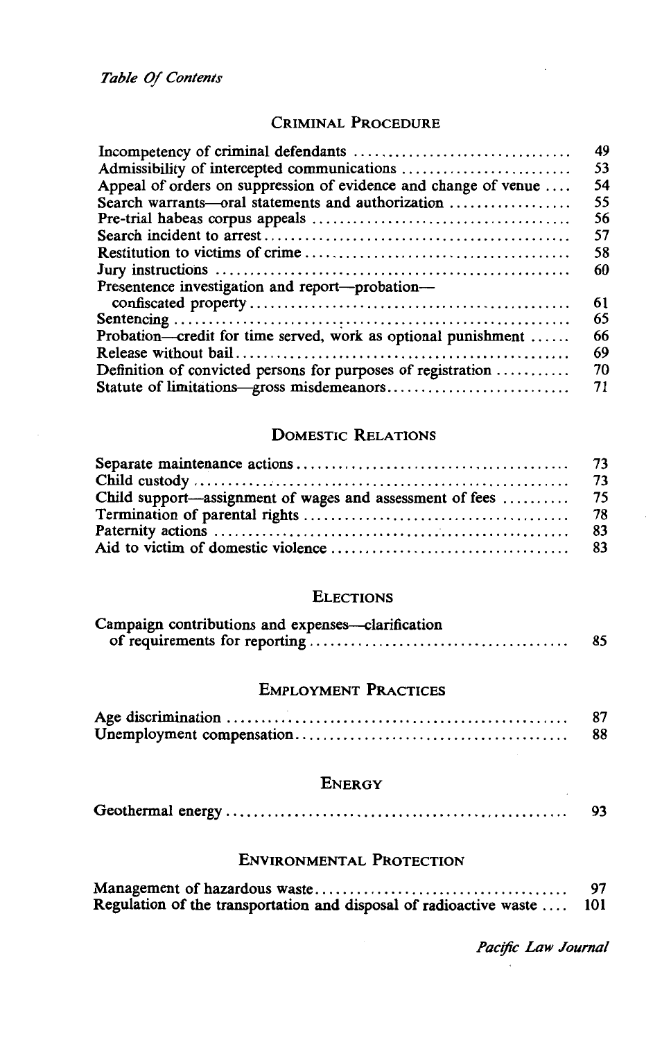## Criminal Procedure

| | |
|---|---|
| Incompetency of criminal defendants | 49 |
| Admissibility of intercepted communications | 53 |
| Appeal of orders on suppression of evidence and change of venue | 54 |
| Search warrants—oral statements and authorization | 55 |
| Pre-trial habeas corpus appeals | 56 |
| Search incident to arrest | 57 |
| Restitution to victims of crime | 58 |
| Jury instructions | 60 |
| Presentence investigation and report—probation—confiscated property | 61 |
| Sentencing | 65 |
| Probation—credit for time served, work as optional punishment | 66 |
| Release without bail | 69 |
| Definition of convicted persons for purposes of registration | 70 |
| Statute of limitations—gross misdemeanors | 71 |

## Domestic Relations

| | |
|---|---|
| Separate maintenance actions | 73 |
| Child custody | 73 |
| Child support—assignment of wages and assessment of fees | 75 |
| Termination of parental rights | 78 |
| Paternity actions | 83 |
| Aid to victim of domestic violence | 83 |

## Elections

| | |
|---|---|
| Campaign contributions and expenses—clarification of requirements for reporting | 85 |

## Employment Practices

| | |
|---|---|
| Age discrimination | 87 |
| Unemployment compensation | 88 |

## Energy

| | |
|---|---|
| Geothermal energy | 93 |

## Environmental Protection

| | |
|---|---|
| Management of hazardous waste | 97 |
| Regulation of the transportation and disposal of radioactive waste | 101 |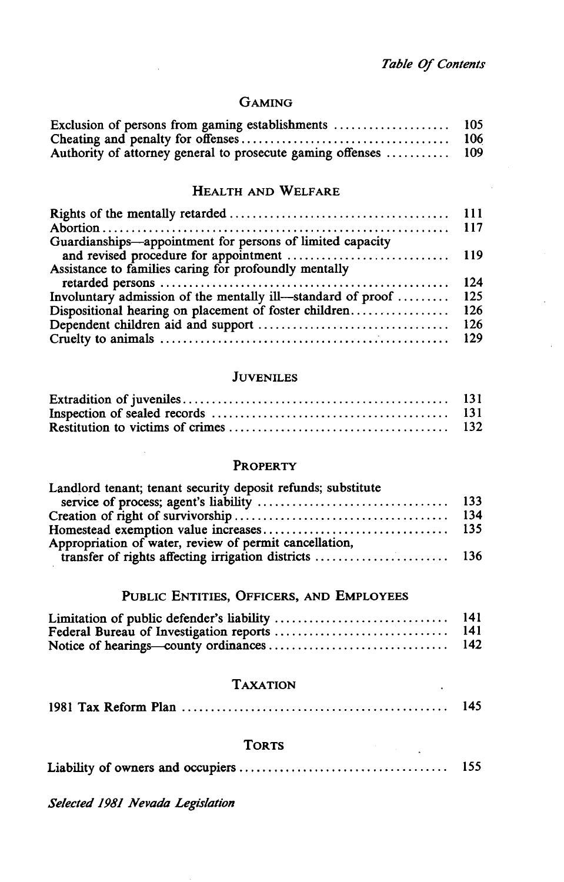## GAMING

| | |
|---|---|
| Exclusion of persons from gaming establishments | 105 |
| Cheating and penalty for offenses | 106 |
| Authority of attorney general to prosecute gaming offenses | 109 |

## HEALTH AND WELFARE

| | |
|---|---|
| Rights of the mentally retarded | 111 |
| Abortion | 117 |
| Guardianships—appointment for persons of limited capacity and revised procedure for appointment | 119 |
| Assistance to families caring for profoundly mentally retarded persons | 124 |
| Involuntary admission of the mentally ill—standard of proof | 125 |
| Dispositional hearing on placement of foster children | 126 |
| Dependent children aid and support | 126 |
| Cruelty to animals | 129 |

## JUVENILES

| | |
|---|---|
| Extradition of juveniles | 131 |
| Inspection of sealed records | 131 |
| Restitution to victims of crimes | 132 |

## PROPERTY

| | |
|---|---|
| Landlord tenant; tenant security deposit refunds; substitute service of process; agent's liability | 133 |
| Creation of right of survivorship | 134 |
| Homestead exemption value increases | 135 |
| Appropriation of water, review of permit cancellation, transfer of rights affecting irrigation districts | 136 |

## PUBLIC ENTITIES, OFFICERS, AND EMPLOYEES

| | |
|---|---|
| Limitation of public defender's liability | 141 |
| Federal Bureau of Investigation reports | 141 |
| Notice of hearings—county ordinances | 142 |

## TAXATION

| | |
|---|---|
| 1981 Tax Reform Plan | 145 |

## TORTS

| | |
|---|---|
| Liability of owners and occupiers | 155 |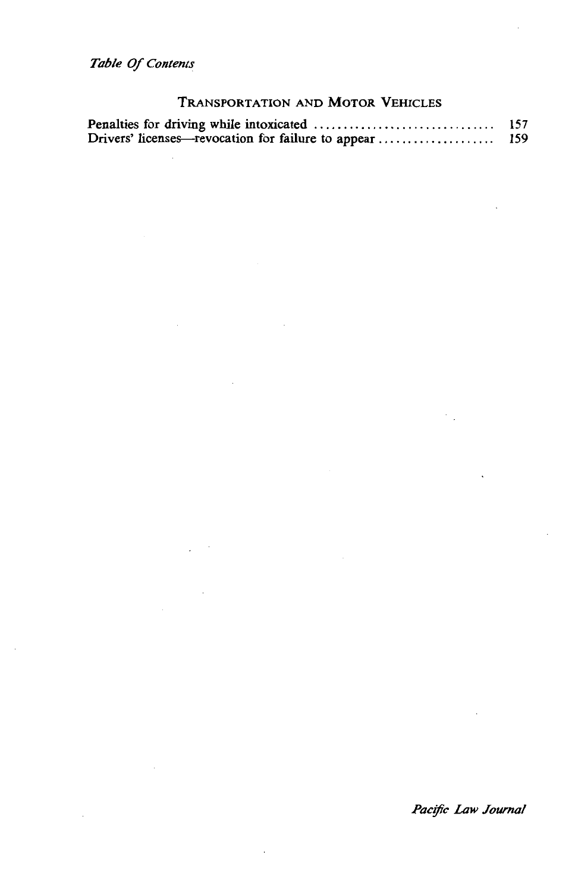## TRANSPORTATION AND MOTOR VEHICLES

Penalties for driving while intoxicated ............................... 157
Drivers' licenses—revocation for failure to appear .................... 159